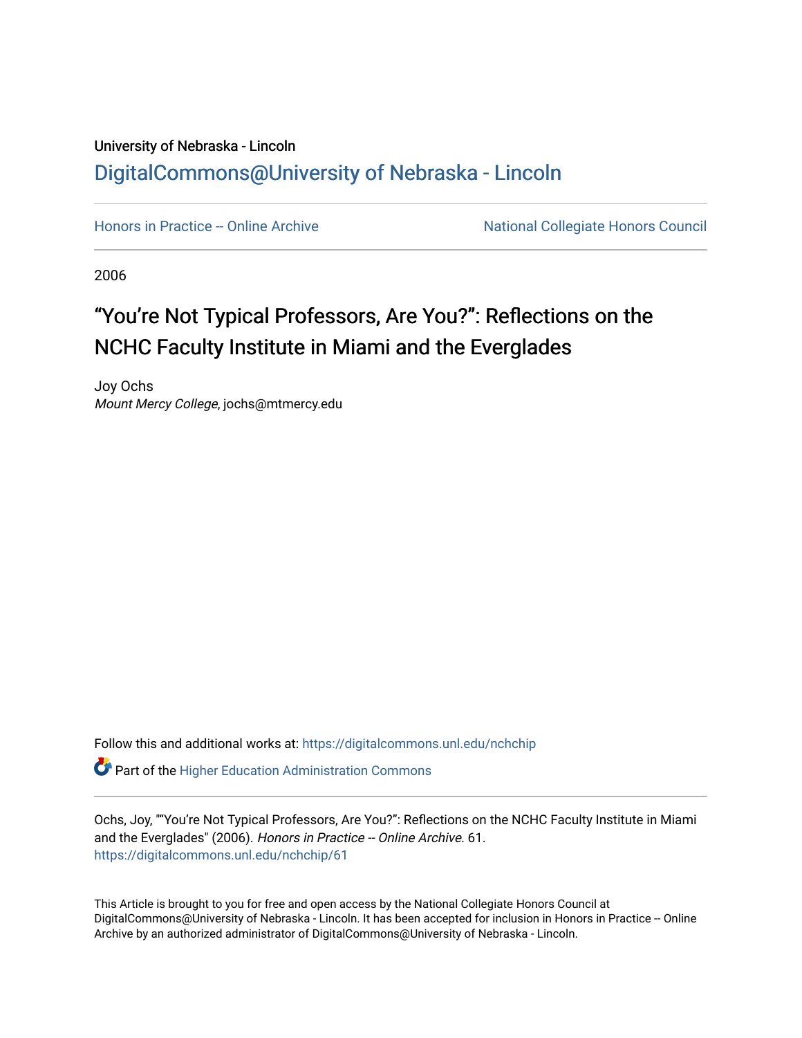University of Nebraska - Lincoln

DigitalCommons@University of Nebraska - Lincoln

Honors in Practice -- Online Archive

National Collegiate Honors Council

2006

# "You're Not Typical Professors, Are You?": Reflections on the NCHC Faculty Institute in Miami and the Everglades

Joy Ochs

*Mount Mercy College*, jochs@mtmercy.edu

Follow this and additional works at: https://digitalcommons.unl.edu/nchchip

Part of the Higher Education Administration Commons

Ochs, Joy, ""You're Not Typical Professors, Are You?": Reflections on the NCHC Faculty Institute in Miami and the Everglades" (2006). *Honors in Practice -- Online Archive*. 61.
https://digitalcommons.unl.edu/nchchip/61

This Article is brought to you for free and open access by the National Collegiate Honors Council at DigitalCommons@University of Nebraska - Lincoln. It has been accepted for inclusion in Honors in Practice -- Online Archive by an authorized administrator of DigitalCommons@University of Nebraska - Lincoln.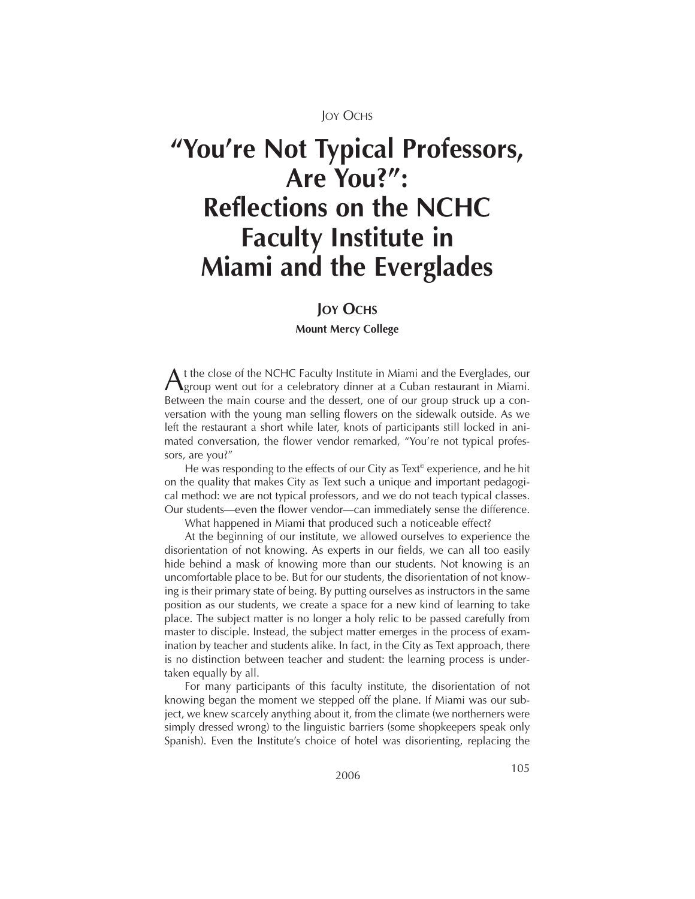# "You're Not Typical Professors, Are You?": Reflections on the NCHC Faculty Institute in Miami and the Everglades

**JOY OCHS**

**Mount Mercy College**

At the close of the NCHC Faculty Institute in Miami and the Everglades, our group went out for a celebratory dinner at a Cuban restaurant in Miami. Between the main course and the dessert, one of our group struck up a conversation with the young man selling flowers on the sidewalk outside. As we left the restaurant a short while later, knots of participants still locked in animated conversation, the flower vendor remarked, "You're not typical professors, are you?"

He was responding to the effects of our City as Text© experience, and he hit on the quality that makes City as Text such a unique and important pedagogical method: we are not typical professors, and we do not teach typical classes. Our students—even the flower vendor—can immediately sense the difference.

What happened in Miami that produced such a noticeable effect?

At the beginning of our institute, we allowed ourselves to experience the disorientation of not knowing. As experts in our fields, we can all too easily hide behind a mask of knowing more than our students. Not knowing is an uncomfortable place to be. But for our students, the disorientation of not knowing is their primary state of being. By putting ourselves as instructors in the same position as our students, we create a space for a new kind of learning to take place. The subject matter is no longer a holy relic to be passed carefully from master to disciple. Instead, the subject matter emerges in the process of examination by teacher and students alike. In fact, in the City as Text approach, there is no distinction between teacher and student: the learning process is undertaken equally by all.

For many participants of this faculty institute, the disorientation of not knowing began the moment we stepped off the plane. If Miami was our subject, we knew scarcely anything about it, from the climate (we northerners were simply dressed wrong) to the linguistic barriers (some shopkeepers speak only Spanish). Even the Institute's choice of hotel was disorienting, replacing the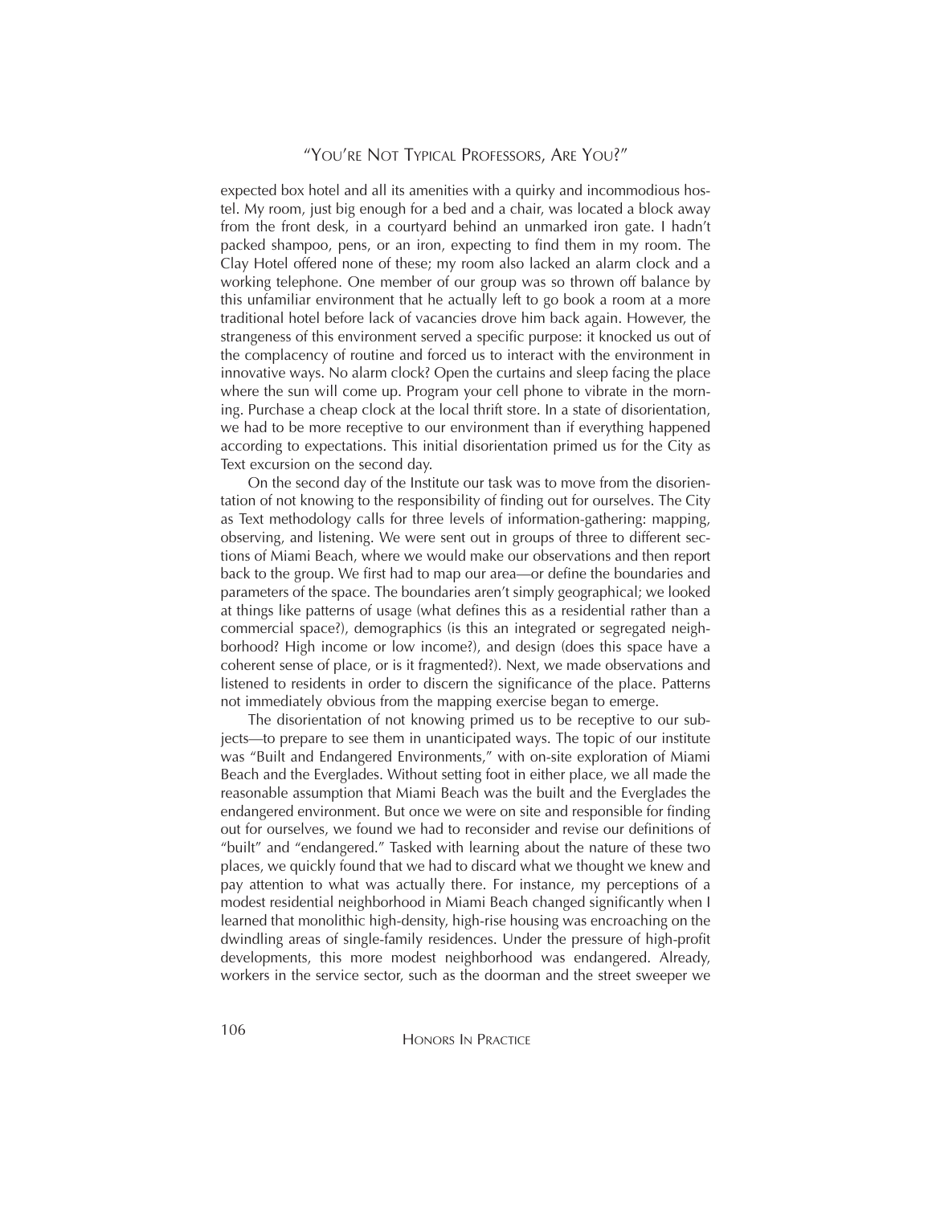expected box hotel and all its amenities with a quirky and incommodious hostel. My room, just big enough for a bed and a chair, was located a block away from the front desk, in a courtyard behind an unmarked iron gate. I hadn't packed shampoo, pens, or an iron, expecting to find them in my room. The Clay Hotel offered none of these; my room also lacked an alarm clock and a working telephone. One member of our group was so thrown off balance by this unfamiliar environment that he actually left to go book a room at a more traditional hotel before lack of vacancies drove him back again. However, the strangeness of this environment served a specific purpose: it knocked us out of the complacency of routine and forced us to interact with the environment in innovative ways. No alarm clock? Open the curtains and sleep facing the place where the sun will come up. Program your cell phone to vibrate in the morning. Purchase a cheap clock at the local thrift store. In a state of disorientation, we had to be more receptive to our environment than if everything happened according to expectations. This initial disorientation primed us for the City as Text excursion on the second day.

On the second day of the Institute our task was to move from the disorientation of not knowing to the responsibility of finding out for ourselves. The City as Text methodology calls for three levels of information-gathering: mapping, observing, and listening. We were sent out in groups of three to different sections of Miami Beach, where we would make our observations and then report back to the group. We first had to map our area—or define the boundaries and parameters of the space. The boundaries aren't simply geographical; we looked at things like patterns of usage (what defines this as a residential rather than a commercial space?), demographics (is this an integrated or segregated neighborhood? High income or low income?), and design (does this space have a coherent sense of place, or is it fragmented?). Next, we made observations and listened to residents in order to discern the significance of the place. Patterns not immediately obvious from the mapping exercise began to emerge.

The disorientation of not knowing primed us to be receptive to our subjects—to prepare to see them in unanticipated ways. The topic of our institute was "Built and Endangered Environments," with on-site exploration of Miami Beach and the Everglades. Without setting foot in either place, we all made the reasonable assumption that Miami Beach was the built and the Everglades the endangered environment. But once we were on site and responsible for finding out for ourselves, we found we had to reconsider and revise our definitions of "built" and "endangered." Tasked with learning about the nature of these two places, we quickly found that we had to discard what we thought we knew and pay attention to what was actually there. For instance, my perceptions of a modest residential neighborhood in Miami Beach changed significantly when I learned that monolithic high-density, high-rise housing was encroaching on the dwindling areas of single-family residences. Under the pressure of high-profit developments, this more modest neighborhood was endangered. Already, workers in the service sector, such as the doorman and the street sweeper we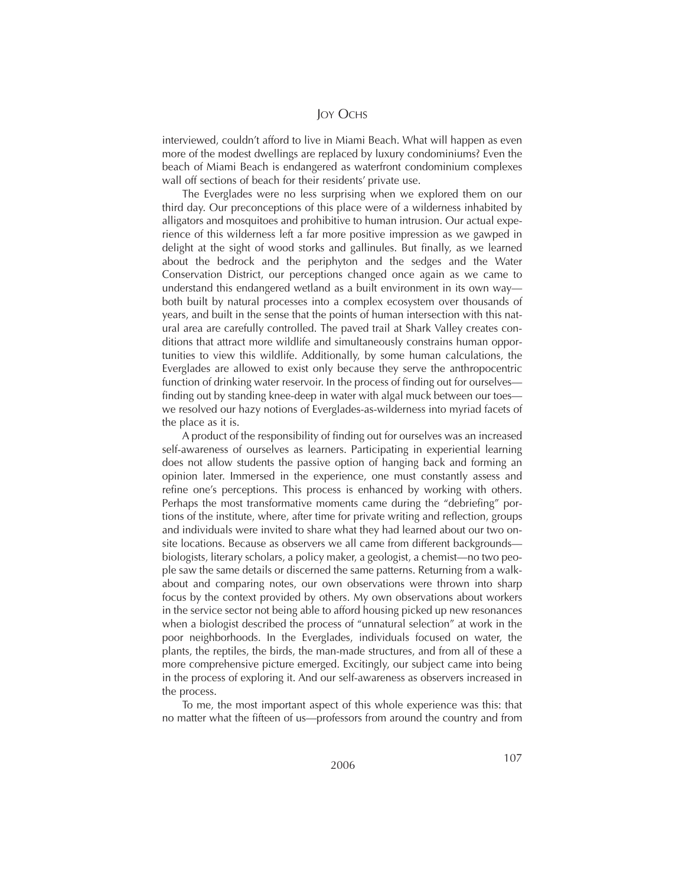interviewed, couldn't afford to live in Miami Beach. What will happen as even more of the modest dwellings are replaced by luxury condominiums? Even the beach of Miami Beach is endangered as waterfront condominium complexes wall off sections of beach for their residents' private use.

The Everglades were no less surprising when we explored them on our third day. Our preconceptions of this place were of a wilderness inhabited by alligators and mosquitoes and prohibitive to human intrusion. Our actual experience of this wilderness left a far more positive impression as we gawped in delight at the sight of wood storks and gallinules. But finally, as we learned about the bedrock and the periphyton and the sedges and the Water Conservation District, our perceptions changed once again as we came to understand this endangered wetland as a built environment in its own way—both built by natural processes into a complex ecosystem over thousands of years, and built in the sense that the points of human intersection with this natural area are carefully controlled. The paved trail at Shark Valley creates conditions that attract more wildlife and simultaneously constrains human opportunities to view this wildlife. Additionally, by some human calculations, the Everglades are allowed to exist only because they serve the anthropocentric function of drinking water reservoir. In the process of finding out for ourselves—finding out by standing knee-deep in water with algal muck between our toes—we resolved our hazy notions of Everglades-as-wilderness into myriad facets of the place as it is.

A product of the responsibility of finding out for ourselves was an increased self-awareness of ourselves as learners. Participating in experiential learning does not allow students the passive option of hanging back and forming an opinion later. Immersed in the experience, one must constantly assess and refine one's perceptions. This process is enhanced by working with others. Perhaps the most transformative moments came during the "debriefing" portions of the institute, where, after time for private writing and reflection, groups and individuals were invited to share what they had learned about our two on-site locations. Because as observers we all came from different backgrounds—biologists, literary scholars, a policy maker, a geologist, a chemist—no two people saw the same details or discerned the same patterns. Returning from a walk-about and comparing notes, our own observations were thrown into sharp focus by the context provided by others. My own observations about workers in the service sector not being able to afford housing picked up new resonances when a biologist described the process of "unnatural selection" at work in the poor neighborhoods. In the Everglades, individuals focused on water, the plants, the reptiles, the birds, the man-made structures, and from all of these a more comprehensive picture emerged. Excitingly, our subject came into being in the process of exploring it. And our self-awareness as observers increased in the process.

To me, the most important aspect of this whole experience was this: that no matter what the fifteen of us—professors from around the country and from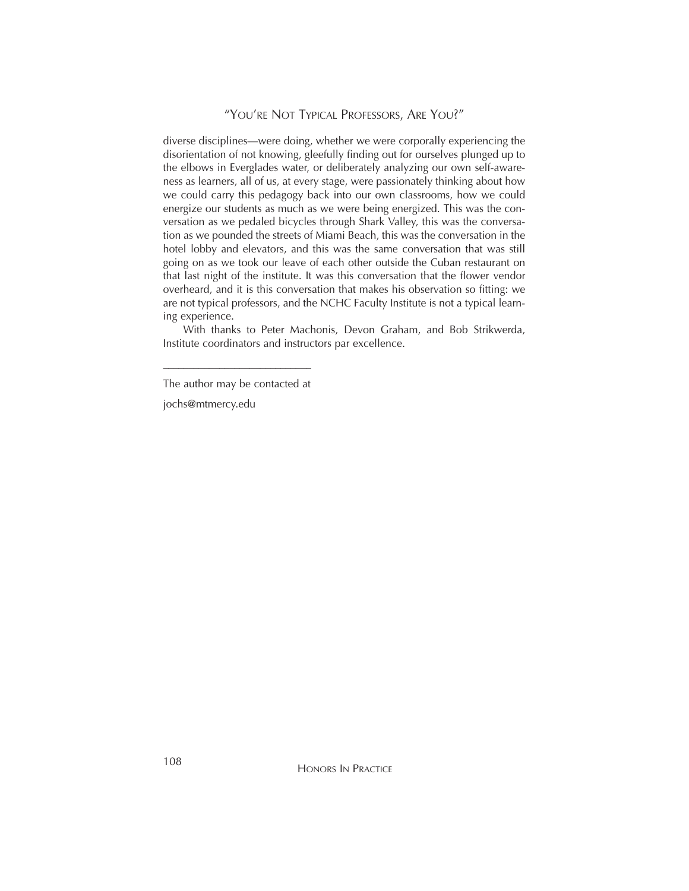diverse disciplines—were doing, whether we were corporally experiencing the disorientation of not knowing, gleefully finding out for ourselves plunged up to the elbows in Everglades water, or deliberately analyzing our own self-awareness as learners, all of us, at every stage, were passionately thinking about how we could carry this pedagogy back into our own classrooms, how we could energize our students as much as we were being energized. This was the conversation as we pedaled bicycles through Shark Valley, this was the conversation as we pounded the streets of Miami Beach, this was the conversation in the hotel lobby and elevators, and this was the same conversation that was still going on as we took our leave of each other outside the Cuban restaurant on that last night of the institute. It was this conversation that the flower vendor overheard, and it is this conversation that makes his observation so fitting: we are not typical professors, and the NCHC Faculty Institute is not a typical learning experience.

With thanks to Peter Machonis, Devon Graham, and Bob Strikwerda, Institute coordinators and instructors par excellence.

---

The author may be contacted at

jochs@mtmercy.edu